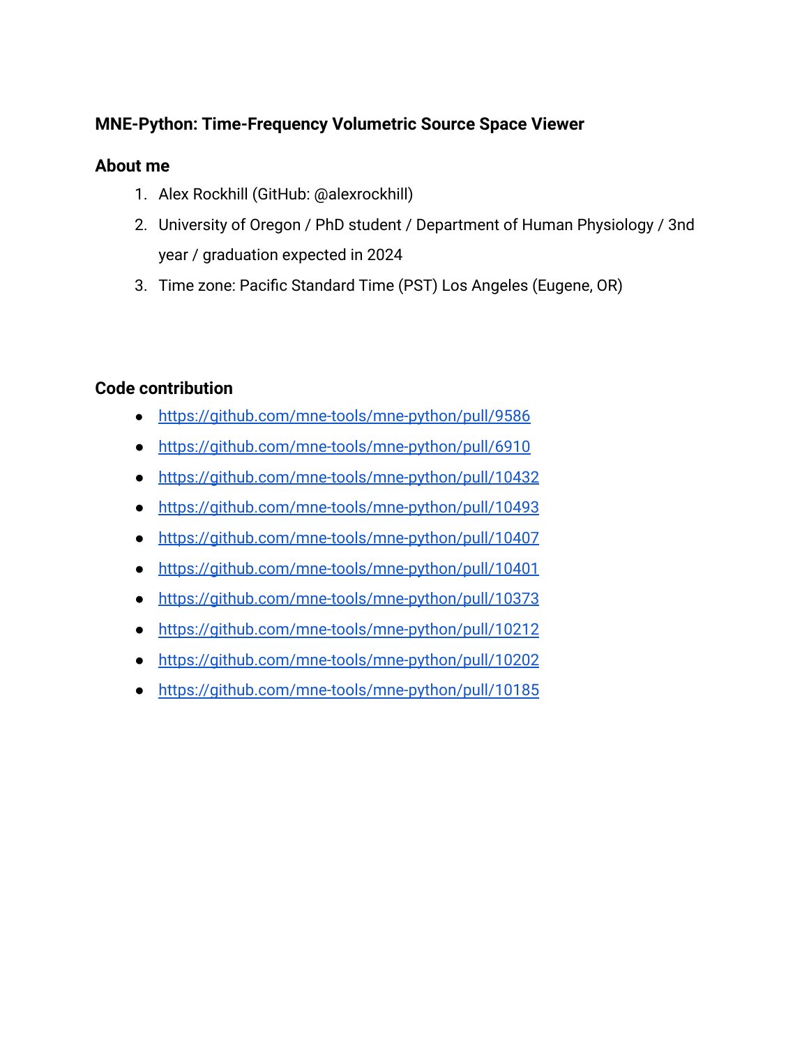**MNE-Python: Time-Frequency Volumetric Source Space Viewer**

**About me**

1. Alex Rockhill (GitHub: @alexrockhill)
2. University of Oregon / PhD student / Department of Human Physiology / 3nd year / graduation expected in 2024
3. Time zone: Pacific Standard Time (PST) Los Angeles (Eugene, OR)

**Code contribution**

- https://github.com/mne-tools/mne-python/pull/9586
- https://github.com/mne-tools/mne-python/pull/6910
- https://github.com/mne-tools/mne-python/pull/10432
- https://github.com/mne-tools/mne-python/pull/10493
- https://github.com/mne-tools/mne-python/pull/10407
- https://github.com/mne-tools/mne-python/pull/10401
- https://github.com/mne-tools/mne-python/pull/10373
- https://github.com/mne-tools/mne-python/pull/10212
- https://github.com/mne-tools/mne-python/pull/10202
- https://github.com/mne-tools/mne-python/pull/10185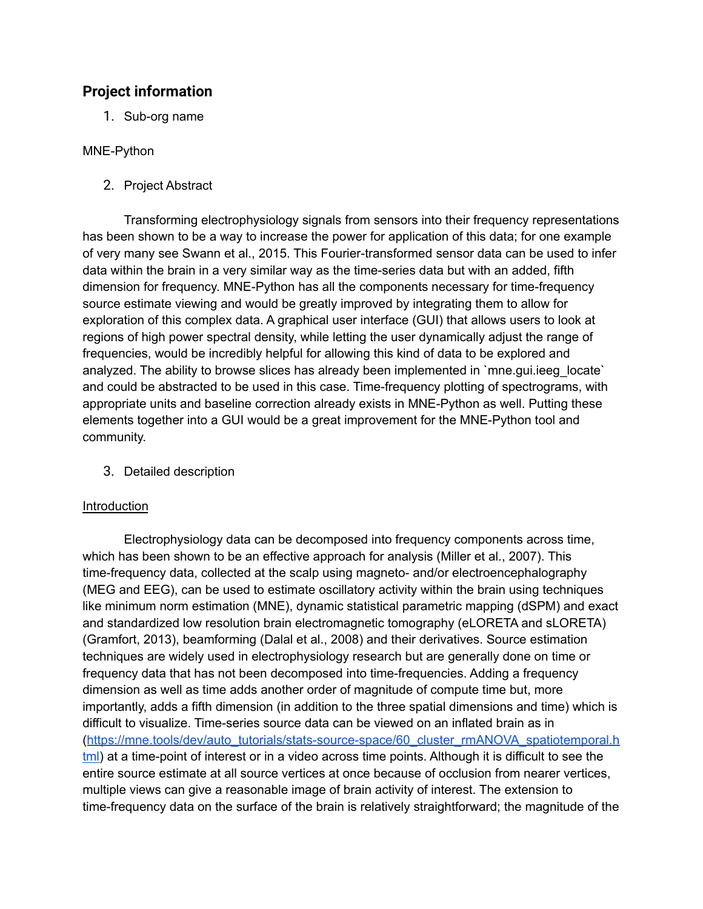## Project information

1. Sub-org name

MNE-Python

2. Project Abstract

Transforming electrophysiology signals from sensors into their frequency representations has been shown to be a way to increase the power for application of this data; for one example of very many see Swann et al., 2015. This Fourier-transformed sensor data can be used to infer data within the brain in a very similar way as the time-series data but with an added, fifth dimension for frequency. MNE-Python has all the components necessary for time-frequency source estimate viewing and would be greatly improved by integrating them to allow for exploration of this complex data. A graphical user interface (GUI) that allows users to look at regions of high power spectral density, while letting the user dynamically adjust the range of frequencies, would be incredibly helpful for allowing this kind of data to be explored and analyzed. The ability to browse slices has already been implemented in `mne.gui.ieeg_locate` and could be abstracted to be used in this case. Time-frequency plotting of spectrograms, with appropriate units and baseline correction already exists in MNE-Python as well. Putting these elements together into a GUI would be a great improvement for the MNE-Python tool and community.

3. Detailed description

<u>Introduction</u>

Electrophysiology data can be decomposed into frequency components across time, which has been shown to be an effective approach for analysis (Miller et al., 2007). This time-frequency data, collected at the scalp using magneto- and/or electroencephalography (MEG and EEG), can be used to estimate oscillatory activity within the brain using techniques like minimum norm estimation (MNE), dynamic statistical parametric mapping (dSPM) and exact and standardized low resolution brain electromagnetic tomography (eLORETA and sLORETA) (Gramfort, 2013), beamforming (Dalal et al., 2008) and their derivatives. Source estimation techniques are widely used in electrophysiology research but are generally done on time or frequency data that has not been decomposed into time-frequencies. Adding a frequency dimension as well as time adds another order of magnitude of compute time but, more importantly, adds a fifth dimension (in addition to the three spatial dimensions and time) which is difficult to visualize. Time-series source data can be viewed on an inflated brain as in ([https://mne.tools/dev/auto_tutorials/stats-source-space/60_cluster_rmANOVA_spatiotemporal.html](https://mne.tools/dev/auto_tutorials/stats-source-space/60_cluster_rmANOVA_spatiotemporal.html)) at a time-point of interest or in a video across time points. Although it is difficult to see the entire source estimate at all source vertices at once because of occlusion from nearer vertices, multiple views can give a reasonable image of brain activity of interest. The extension to time-frequency data on the surface of the brain is relatively straightforward; the magnitude of the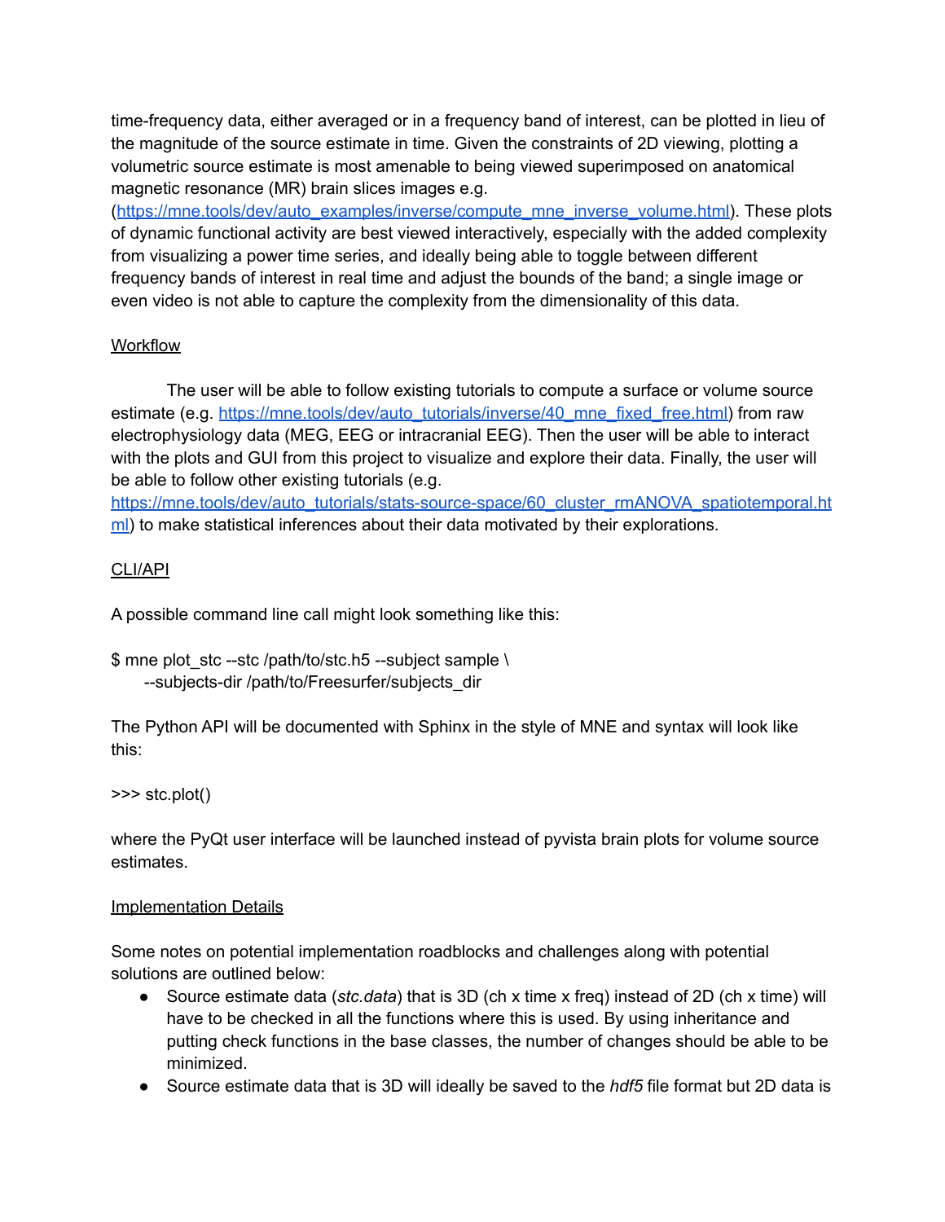time-frequency data, either averaged or in a frequency band of interest, can be plotted in lieu of the magnitude of the source estimate in time. Given the constraints of 2D viewing, plotting a volumetric source estimate is most amenable to being viewed superimposed on anatomical magnetic resonance (MR) brain slices images e.g. (https://mne.tools/dev/auto_examples/inverse/compute_mne_inverse_volume.html). These plots of dynamic functional activity are best viewed interactively, especially with the added complexity from visualizing a power time series, and ideally being able to toggle between different frequency bands of interest in real time and adjust the bounds of the band; a single image or even video is not able to capture the complexity from the dimensionality of this data.

## Workflow

The user will be able to follow existing tutorials to compute a surface or volume source estimate (e.g. https://mne.tools/dev/auto_tutorials/inverse/40_mne_fixed_free.html) from raw electrophysiology data (MEG, EEG or intracranial EEG). Then the user will be able to interact with the plots and GUI from this project to visualize and explore their data. Finally, the user will be able to follow other existing tutorials (e.g. https://mne.tools/dev/auto_tutorials/stats-source-space/60_cluster_rmANOVA_spatiotemporal.html) to make statistical inferences about their data motivated by their explorations.

## CLI/API

A possible command line call might look something like this:

```
$ mne plot_stc --stc /path/to/stc.h5 --subject sample \
      --subjects-dir /path/to/Freesurfer/subjects_dir
```

The Python API will be documented with Sphinx in the style of MNE and syntax will look like this:

```
>>> stc.plot()
```

where the PyQt user interface will be launched instead of pyvista brain plots for volume source estimates.

## Implementation Details

Some notes on potential implementation roadblocks and challenges along with potential solutions are outlined below:

- Source estimate data (*stc.data*) that is 3D (ch x time x freq) instead of 2D (ch x time) will have to be checked in all the functions where this is used. By using inheritance and putting check functions in the base classes, the number of changes should be able to be minimized.
- Source estimate data that is 3D will ideally be saved to the *hdf5* file format but 2D data is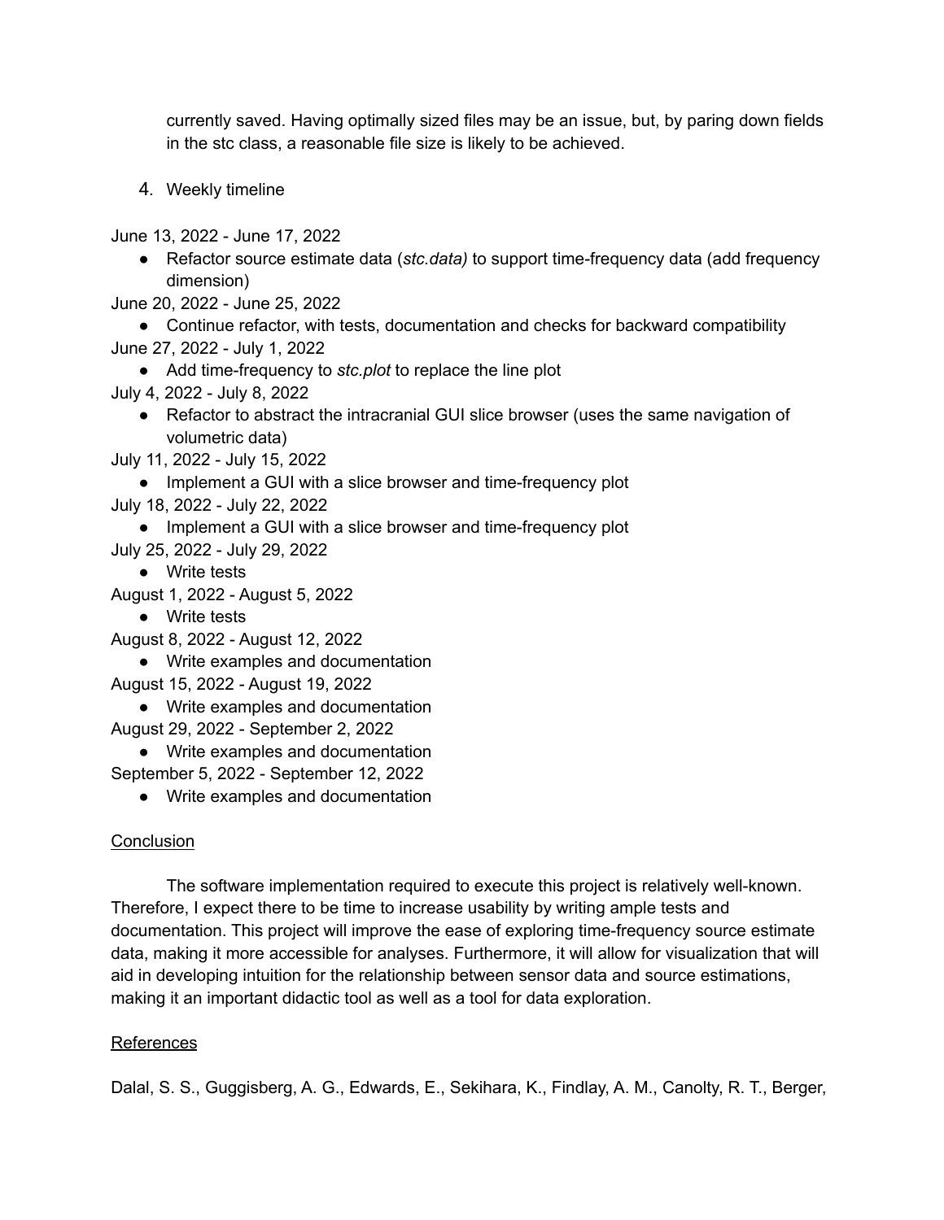currently saved. Having optimally sized files may be an issue, but, by paring down fields in the stc class, a reasonable file size is likely to be achieved.

4. Weekly timeline

June 13, 2022 - June 17, 2022

- Refactor source estimate data (*stc.data)* to support time-frequency data (add frequency dimension)

June 20, 2022 - June 25, 2022

- Continue refactor, with tests, documentation and checks for backward compatibility

June 27, 2022 - July 1, 2022

- Add time-frequency to *stc.plot* to replace the line plot

July 4, 2022 - July 8, 2022

- Refactor to abstract the intracranial GUI slice browser (uses the same navigation of volumetric data)

July 11, 2022 - July 15, 2022

- Implement a GUI with a slice browser and time-frequency plot

July 18, 2022 - July 22, 2022

- Implement a GUI with a slice browser and time-frequency plot

July 25, 2022 - July 29, 2022

- Write tests

August 1, 2022 - August 5, 2022

- Write tests

August 8, 2022 - August 12, 2022

- Write examples and documentation

August 15, 2022 - August 19, 2022

- Write examples and documentation

August 29, 2022 - September 2, 2022

- Write examples and documentation

September 5, 2022 - September 12, 2022

- Write examples and documentation

<u>Conclusion</u>

The software implementation required to execute this project is relatively well-known. Therefore, I expect there to be time to increase usability by writing ample tests and documentation. This project will improve the ease of exploring time-frequency source estimate data, making it more accessible for analyses. Furthermore, it will allow for visualization that will aid in developing intuition for the relationship between sensor data and source estimations, making it an important didactic tool as well as a tool for data exploration.

<u>References</u>

Dalal, S. S., Guggisberg, A. G., Edwards, E., Sekihara, K., Findlay, A. M., Canolty, R. T., Berger,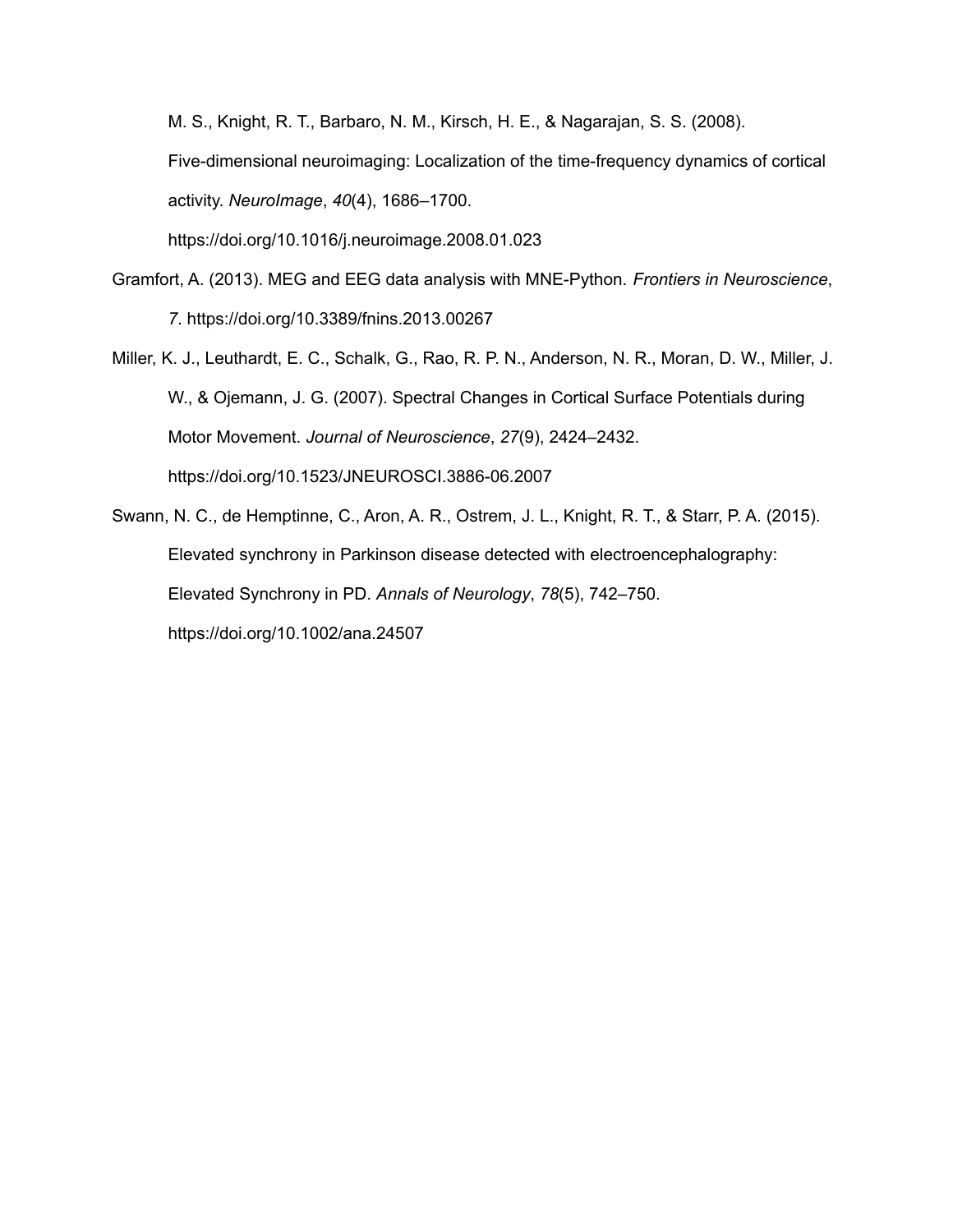M. S., Knight, R. T., Barbaro, N. M., Kirsch, H. E., & Nagarajan, S. S. (2008). Five-dimensional neuroimaging: Localization of the time-frequency dynamics of cortical activity. *NeuroImage*, *40*(4), 1686–1700. https://doi.org/10.1016/j.neuroimage.2008.01.023

Gramfort, A. (2013). MEG and EEG data analysis with MNE-Python. *Frontiers in Neuroscience*, *7*. https://doi.org/10.3389/fnins.2013.00267

Miller, K. J., Leuthardt, E. C., Schalk, G., Rao, R. P. N., Anderson, N. R., Moran, D. W., Miller, J. W., & Ojemann, J. G. (2007). Spectral Changes in Cortical Surface Potentials during Motor Movement. *Journal of Neuroscience*, *27*(9), 2424–2432. https://doi.org/10.1523/JNEUROSCI.3886-06.2007

Swann, N. C., de Hemptinne, C., Aron, A. R., Ostrem, J. L., Knight, R. T., & Starr, P. A. (2015). Elevated synchrony in Parkinson disease detected with electroencephalography: Elevated Synchrony in PD. *Annals of Neurology*, *78*(5), 742–750. https://doi.org/10.1002/ana.24507